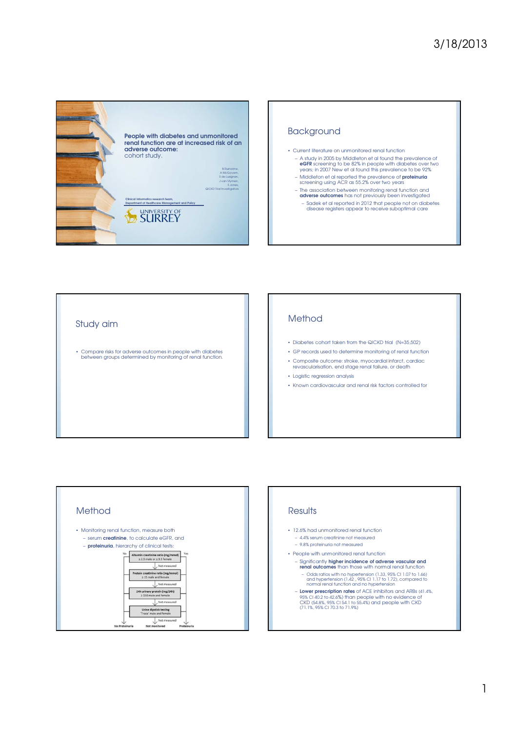**People with diabetes and unmonitored renal function are at increased risk of an adverse outcome:**
cohort study.

B Rushoime,
A McGovern,
S de Lusignan,
J van Vlymen,
S Jones,
QICKD Trial investigators

Clinical informatics research team,
Department of Healthcare Management and Policy

UNIVERSITY OF SURREY

## Background

- Current literature on unmonitored renal function
  - A study in 2005 by Middleton et al found the prevalence of **eGFR** screening to be 82% in people with diabetes over two years; in 2007 New et al found this prevalence to be 92%
  - Middleton et al reported the prevalence of **proteinuria** screening using ACR as 55.2% over two years
  - The association between monitoring renal function and **adverse outcomes** has not previously been investigated
    - Sadek et al reported in 2012 that people not on diabetes disease registers appear to receive suboptimal care

## Study aim

- Compare risks for adverse outcomes in people with diabetes between groups determined by monitoring of renal function.

## Method

- Diabetes cohort taken from the QICKD trial (N=35,502)
- GP records used to determine monitoring of renal function
- Composite outcome: stroke, myocardial infarct, cardiac revascularisation, end stage renal failure, or death
- Logistic regression analysis
- Known cardiovascular and renal risk factors controlled for

## Method

- Monitoring renal function, measure both
  - serum **creatinine**, to calculate eGFR, and
  - **proteinuria**, hierarchy of clinical tests:

Albumin creatinine ratio (mg/mmol) ≥ 2.5 male or ≥ 3.5 female (No / Yes) → Not measured →
Protein creatinine ratio (mg/mmol) ≥ 15 male and female → Not measured →
24h urinary protein (mg/24h) ≥ 150 male and female → Not measured →
Urine dipstick testing 'Trace' male and female → Not measured →
No Proteinuria / Not monitored / Proteinuria

## Results

- 12.6% had unmonitored renal function
  - 4.4% serum creatinine not measured
  - 9.8% proteinuria not measured
- People with unmonitored renal function
  - Significantly **higher incidence of adverse vascular and renal outcomes** than those with normal renal function
    - Odds ratios with no hypertension (1.33, 95% CI 1.07 to 1.66) and hypertension (1.42 , 95% CI 1.17 to 1.72), compared to normal renal function and no hypertension
  - **Lower prescription rates** of ACE inhibitors and ARBs (41.4%, 95% CI 40.2 to 42.6%) than people with no evidence of CKD (54.8%, 95% CI 54.1 to 55.4%) and people with CKD (71.1%, 95% CI 70.3 to 71.9%)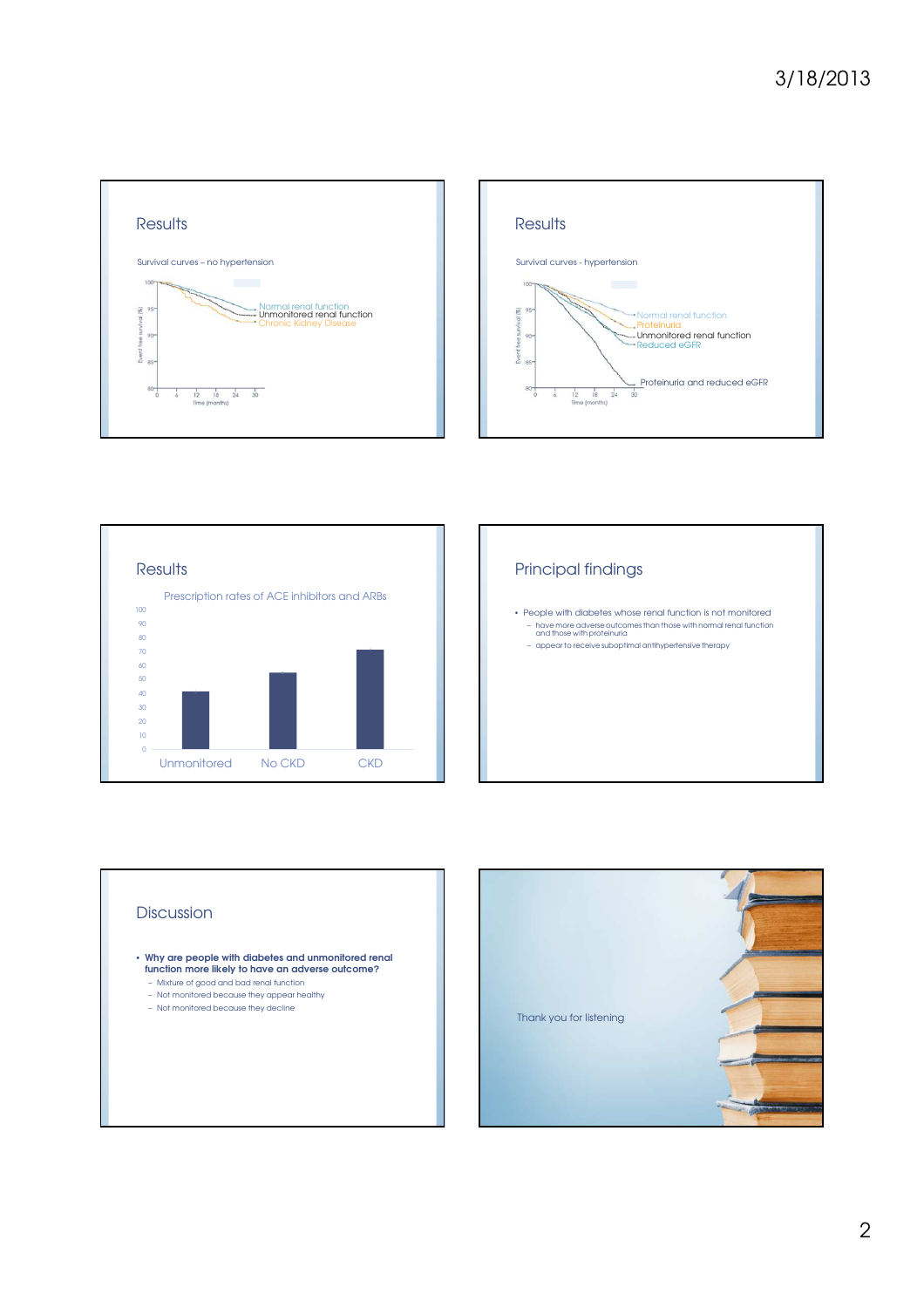## Results

Survival curves – no hypertension

100
95
90
85
80
Event free survival (%)
0 6 12 18 24 30
Time (months)

Normal renal function
Unmonitored renal function
Chronic Kidney Disease

## Results

Survival curves - hypertension

100
95
90
85
80
Event free survival (%)
0 6 12 18 24 30
Time (months)

Normal renal function
Proteinuria
Unmonitored renal function
Reduced eGFR
Proteinuria and reduced eGFR

## Results

Prescription rates of ACE inhibitors and ARBs

100
90
80
70
60
50
40
30
20
10
0

Unmonitored
No CKD
CKD

## Principal findings

- People with diabetes whose renal function is not monitored
  - have more adverse outcomes than those with normal renal function and those with proteinuria
  - appear to receive suboptimal antihypertensive therapy

## Discussion

- **Why are people with diabetes and unmonitored renal function more likely to have an adverse outcome?**
  - Mixture of good and bad renal function
  - Not monitored because they appear healthy
  - Not monitored because they decline

Thank you for listening